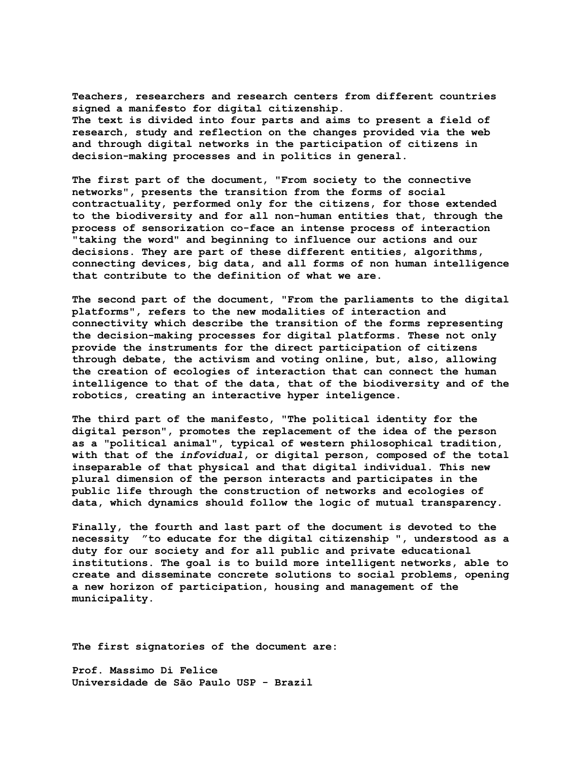**Teachers, researchers and research centers from different countries signed a manifesto for digital citizenship.**
**The text is divided into four parts and aims to present a field of research, study and reflection on the changes provided via the web and through digital networks in the participation of citizens in decision-making processes and in politics in general.**

**The first part of the document, "From society to the connective networks", presents the transition from the forms of social contractuality, performed only for the citizens, for those extended to the biodiversity and for all non-human entities that, through the process of sensorization co-face an intense process of interaction "taking the word" and beginning to influence our actions and our decisions. They are part of these different entities, algorithms, connecting devices, big data, and all forms of non human intelligence that contribute to the definition of what we are.**

**The second part of the document, "From the parliaments to the digital platforms", refers to the new modalities of interaction and connectivity which describe the transition of the forms representing the decision-making processes for digital platforms. These not only provide the instruments for the direct participation of citizens through debate, the activism and voting online, but, also, allowing the creation of ecologies of interaction that can connect the human intelligence to that of the data, that of the biodiversity and of the robotics, creating an interactive hyper inteligence.**

**The third part of the manifesto, "The political identity for the digital person", promotes the replacement of the idea of the person as a "political animal", typical of western philosophical tradition, with that of the *infovidual*, or digital person, composed of the total inseparable of that physical and that digital individual. This new plural dimension of the person interacts and participates in the public life through the construction of networks and ecologies of data, which dynamics should follow the logic of mutual transparency.**

**Finally, the fourth and last part of the document is devoted to the necessity "to educate for the digital citizenship ", understood as a duty for our society and for all public and private educational institutions. The goal is to build more intelligent networks, able to create and disseminate concrete solutions to social problems, opening a new horizon of participation, housing and management of the municipality.**

**The first signatories of the document are:**

**Prof. Massimo Di Felice**
**Universidade de São Paulo USP - Brazil**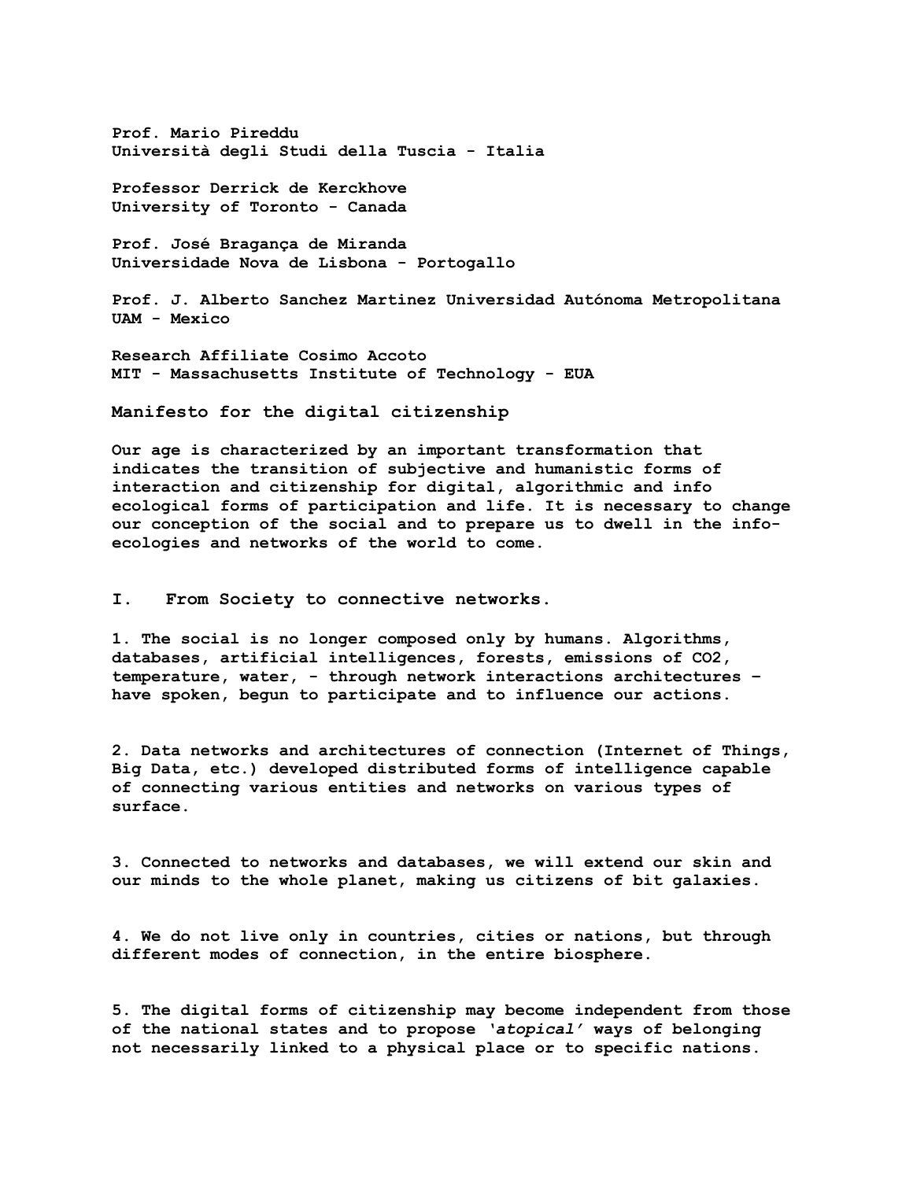**Prof. Mario Pireddu**
**Università degli Studi della Tuscia - Italia**

**Professor Derrick de Kerckhove**
**University of Toronto - Canada**

**Prof. José Bragança de Miranda**
**Universidade Nova de Lisbona - Portogallo**

**Prof. J. Alberto Sanchez Martinez Universidad Autónoma Metropolitana UAM - Mexico**

**Research Affiliate Cosimo Accoto**
**MIT - Massachusetts Institute of Technology - EUA**

## Manifesto for the digital citizenship

**Our age is characterized by an important transformation that indicates the transition of subjective and humanistic forms of interaction and citizenship for digital, algorithmic and info ecological forms of participation and life. It is necessary to change our conception of the social and to prepare us to dwell in the info-ecologies and networks of the world to come.**

### I. From Society to connective networks.

**1. The social is no longer composed only by humans. Algorithms, databases, artificial intelligences, forests, emissions of $CO_2$, temperature, water, - through network interactions architectures – have spoken, begun to participate and to influence our actions.**

**2. Data networks and architectures of connection (Internet of Things, Big Data, etc.) developed distributed forms of intelligence capable of connecting various entities and networks on various types of surface.**

**3. Connected to networks and databases, we will extend our skin and our minds to the whole planet, making us citizens of bit galaxies.**

**4. We do not live only in countries, cities or nations, but through different modes of connection, in the entire biosphere.**

**5. The digital forms of citizenship may become independent from those of the national states and to propose *'atopical'* ways of belonging not necessarily linked to a physical place or to specific nations.**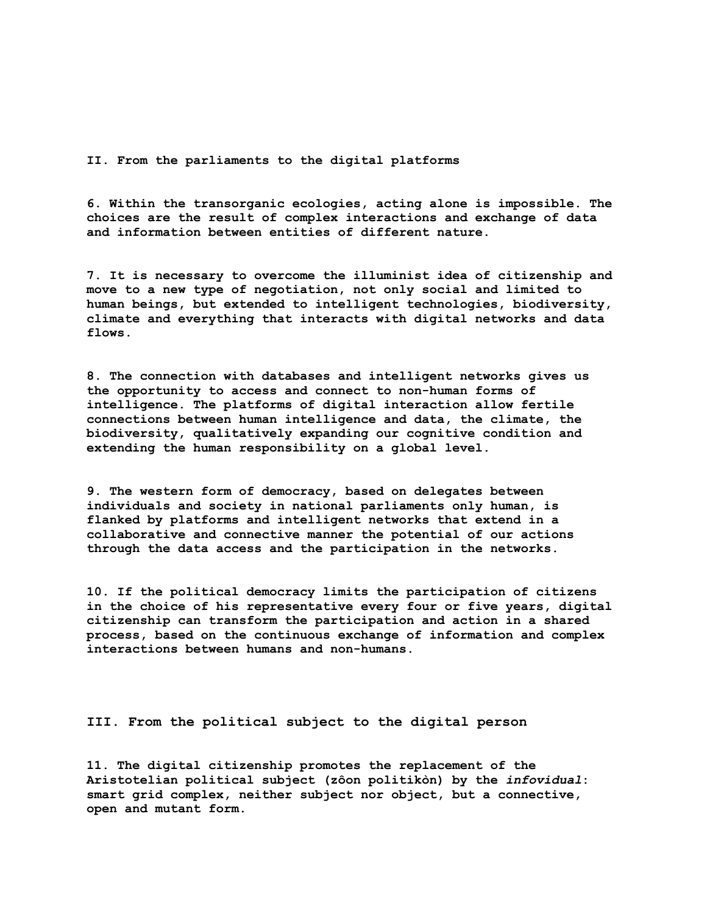## II. From the parliaments to the digital platforms

6. Within the transorganic ecologies, acting alone is impossible. The choices are the result of complex interactions and exchange of data and information between entities of different nature.

7. It is necessary to overcome the illuminist idea of citizenship and move to a new type of negotiation, not only social and limited to human beings, but extended to intelligent technologies, biodiversity, climate and everything that interacts with digital networks and data flows.

8. The connection with databases and intelligent networks gives us the opportunity to access and connect to non-human forms of intelligence. The platforms of digital interaction allow fertile connections between human intelligence and data, the climate, the biodiversity, qualitatively expanding our cognitive condition and extending the human responsibility on a global level.

9. The western form of democracy, based on delegates between individuals and society in national parliaments only human, is flanked by platforms and intelligent networks that extend in a collaborative and connective manner the potential of our actions through the data access and the participation in the networks.

10. If the political democracy limits the participation of citizens in the choice of his representative every four or five years, digital citizenship can transform the participation and action in a shared process, based on the continuous exchange of information and complex interactions between humans and non-humans.

## III. From the political subject to the digital person

11. The digital citizenship promotes the replacement of the Aristotelian political subject (zôon politikòn) by the *infovidual*: smart grid complex, neither subject nor object, but a connective, open and mutant form.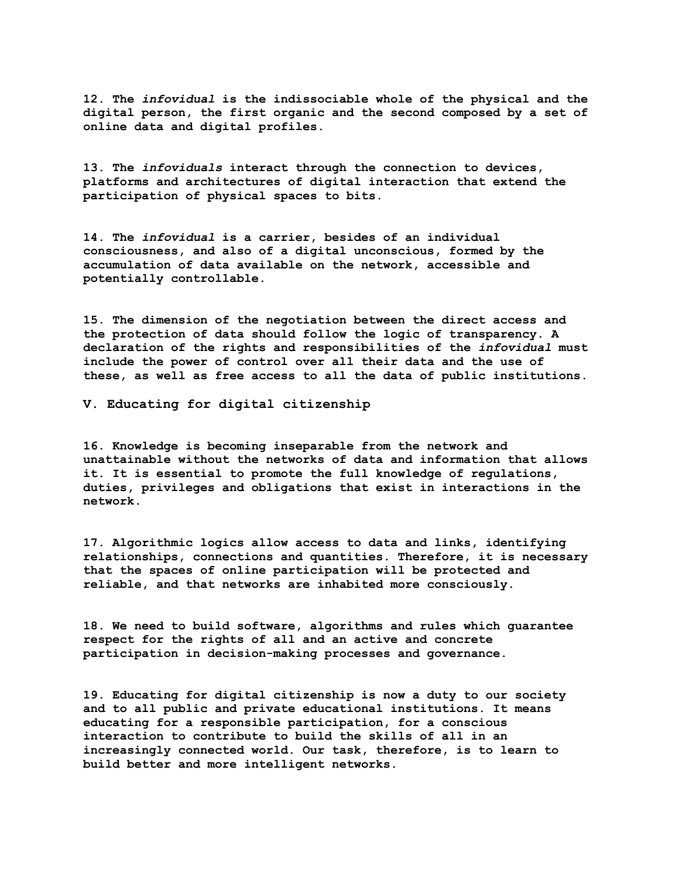**12. The *infovidual* is the indissociable whole of the physical and the digital person, the first organic and the second composed by a set of online data and digital profiles.**

**13. The *infovividuals* interact through the connection to devices, platforms and architectures of digital interaction that extend the participation of physical spaces to bits.**

**14. The *infovidual* is a carrier, besides of an individual consciousness, and also of a digital unconscious, formed by the accumulation of data available on the network, accessible and potentially controllable.**

**15. The dimension of the negotiation between the direct access and the protection of data should follow the logic of transparency. A declaration of the rights and responsibilities of the *infovidual* must include the power of control over all their data and the use of these, as well as free access to all the data of public institutions.**

## V. Educating for digital citizenship

**16. Knowledge is becoming inseparable from the network and unattainable without the networks of data and information that allows it. It is essential to promote the full knowledge of regulations, duties, privileges and obligations that exist in interactions in the network.**

**17. Algorithmic logics allow access to data and links, identifying relationships, connections and quantities. Therefore, it is necessary that the spaces of online participation will be protected and reliable, and that networks are inhabited more consciously.**

**18. We need to build software, algorithms and rules which guarantee respect for the rights of all and an active and concrete participation in decision-making processes and governance.**

**19. Educating for digital citizenship is now a duty to our society and to all public and private educational institutions. It means educating for a responsible participation, for a conscious interaction to contribute to build the skills of all in an increasingly connected world. Our task, therefore, is to learn to build better and more intelligent networks.**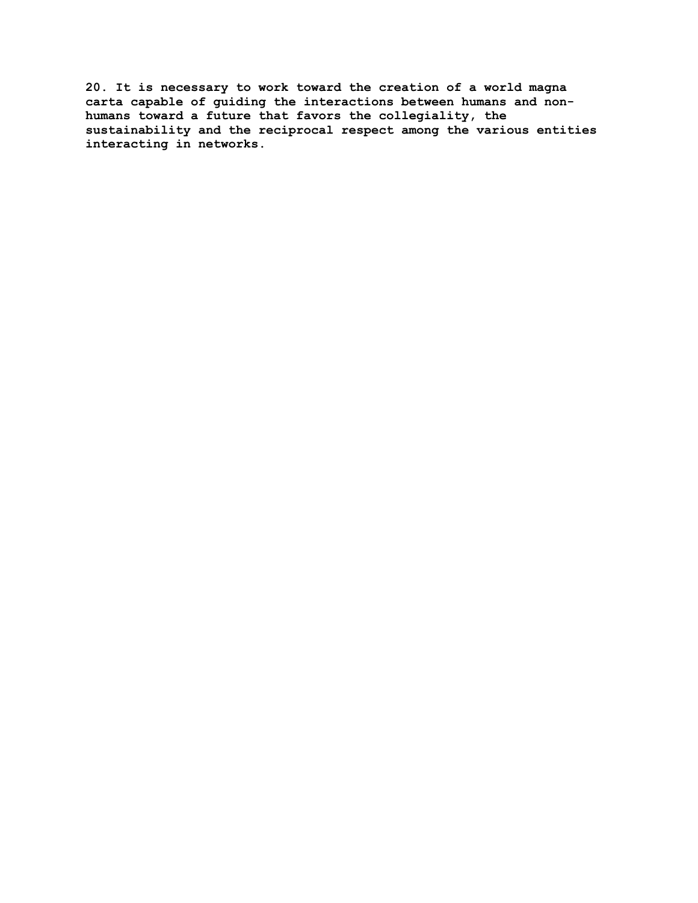**20. It is necessary to work toward the creation of a world magna carta capable of guiding the interactions between humans and non-humans toward a future that favors the collegiality, the sustainability and the reciprocal respect among the various entities interacting in networks.**